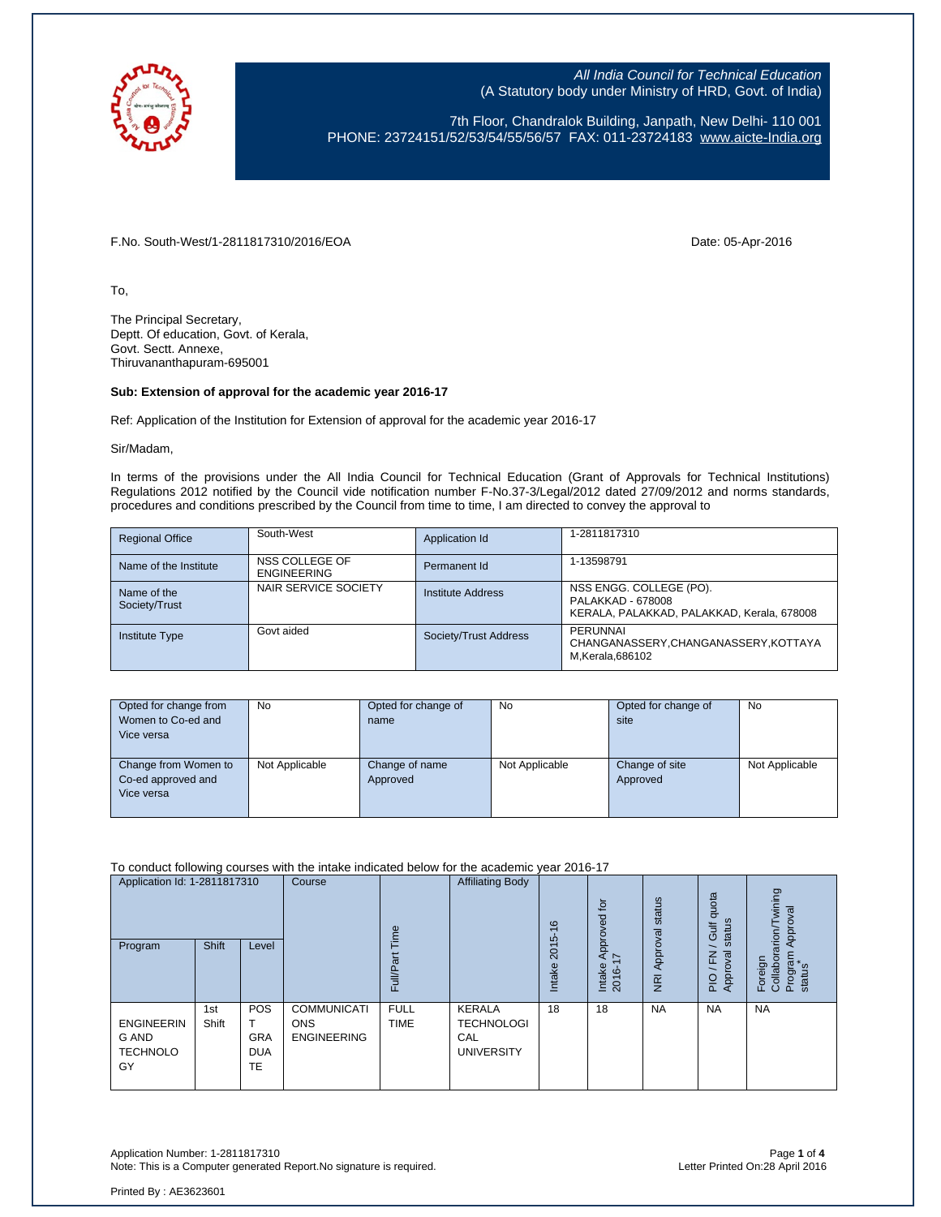All India Council for Technical Education
(A Statutory body under Ministry of HRD, Govt. of India)

7th Floor, Chandralok Building, Janpath, New Delhi- 110 001
PHONE: 23724151/52/53/54/55/56/57 FAX: 011-23724183 www.aicte-India.org

F.No. South-West/1-2811817310/2016/EOA

Date: 05-Apr-2016

To,

The Principal Secretary,
Deptt. Of education, Govt. of Kerala,
Govt. Sectt. Annexe,
Thiruvananthapuram-695001

**Sub: Extension of approval for the academic year 2016-17**

Ref: Application of the Institution for Extension of approval for the academic year 2016-17

Sir/Madam,

In terms of the provisions under the All India Council for Technical Education (Grant of Approvals for Technical Institutions) Regulations 2012 notified by the Council vide notification number F-No.37-3/Legal/2012 dated 27/09/2012 and norms standards, procedures and conditions prescribed by the Council from time to time, I am directed to convey the approval to

| Regional Office | South-West | Application Id | 1-2811817310 |
|---|---|---|---|
| Name of the Institute | NSS COLLEGE OF ENGINEERING | Permanent Id | 1-13598791 |
| Name of the Society/Trust | NAIR SERVICE SOCIETY | Institute Address | NSS ENGG. COLLEGE (PO). PALAKKAD - 678008 KERALA, PALAKKAD, PALAKKAD, Kerala, 678008 |
| Institute Type | Govt aided | Society/Trust Address | PERUNNAI CHANGANASSERY,CHANGANASSERY,KOTTAYAM,Kerala,686102 |

| Opted for change from Women to Co-ed and Vice versa | No | Opted for change of name | No | Opted for change of site | No |
|---|---|---|---|---|---|
| Change from Women to Co-ed approved and Vice versa | Not Applicable | Change of name Approved | Not Applicable | Change of site Approved | Not Applicable |

To conduct following courses with the intake indicated below for the academic year 2016-17

| Application Id: 1-2811817310 | | | Course | Full/Part Time | Affiliating Body | Intake 2015-16 | Intake Approved for 2016-17 | NRI Approval status | PIO / FN / Gulf quota Approval status | Foreign Collaborarion/Twining Program Approval status* |
|---|---|---|---|---|---|---|---|---|---|---|
| Program | Shift | Level | | | | | | | | |
| ENGINEERING AND TECHNOLOGY | 1st Shift | POST GRADUATE | COMMUNICATIONS ENGINEERING | FULL TIME | KERALA TECHNOLOGICAL UNIVERSITY | 18 | 18 | NA | NA | NA |

Application Number: 1-2811817310
Note: This is a Computer generated Report.No signature is required.

Letter Printed On:28 April 2016

Printed By : AE3623601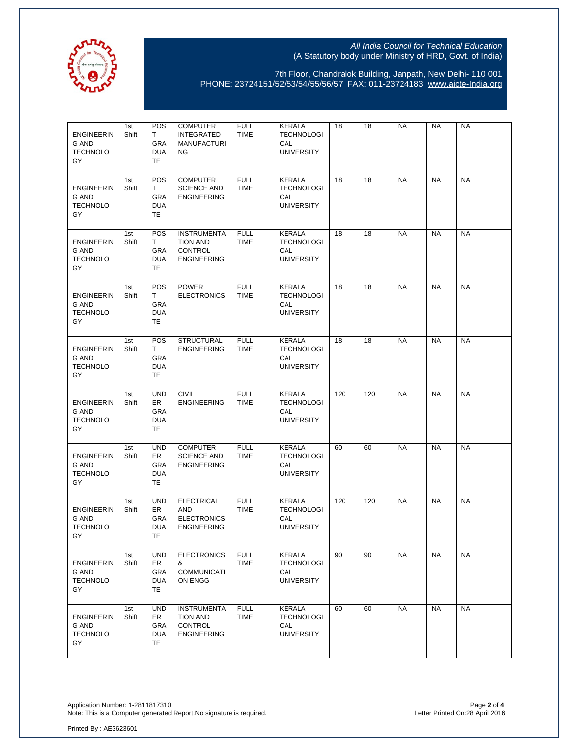All India Council for Technical Education
(A Statutory body under Ministry of HRD, Govt. of India)

7th Floor, Chandralok Building, Janpath, New Delhi- 110 001
PHONE: 23724151/52/53/54/55/56/57 FAX: 011-23724183 www.aicte-India.org

| | | | | | | | | | | |
|---|---|---|---|---|---|---|---|---|---|---|
| ENGINEERING AND TECHNOLOGY | 1st Shift | POST GRADUATE | COMPUTER INTEGRATED MANUFACTURING | FULL TIME | KERALA TECHNOLOGICAL UNIVERSITY | 18 | 18 | NA | NA | NA |
| ENGINEERING AND TECHNOLOGY | 1st Shift | POST GRADUATE | COMPUTER SCIENCE AND ENGINEERING | FULL TIME | KERALA TECHNOLOGICAL UNIVERSITY | 18 | 18 | NA | NA | NA |
| ENGINEERING AND TECHNOLOGY | 1st Shift | POST GRADUATE | INSTRUMENTATION AND CONTROL ENGINEERING | FULL TIME | KERALA TECHNOLOGICAL UNIVERSITY | 18 | 18 | NA | NA | NA |
| ENGINEERING AND TECHNOLOGY | 1st Shift | POST GRADUATE | POWER ELECTRONICS | FULL TIME | KERALA TECHNOLOGICAL UNIVERSITY | 18 | 18 | NA | NA | NA |
| ENGINEERING AND TECHNOLOGY | 1st Shift | POST GRADUATE | STRUCTURAL ENGINEERING | FULL TIME | KERALA TECHNOLOGICAL UNIVERSITY | 18 | 18 | NA | NA | NA |
| ENGINEERING AND TECHNOLOGY | 1st Shift | UNDER GRADUATE | CIVIL ENGINEERING | FULL TIME | KERALA TECHNOLOGICAL UNIVERSITY | 120 | 120 | NA | NA | NA |
| ENGINEERING AND TECHNOLOGY | 1st Shift | UNDER GRADUATE | COMPUTER SCIENCE AND ENGINEERING | FULL TIME | KERALA TECHNOLOGICAL UNIVERSITY | 60 | 60 | NA | NA | NA |
| ENGINEERING AND TECHNOLOGY | 1st Shift | UNDER GRADUATE | ELECTRICAL AND ELECTRONICS ENGINEERING | FULL TIME | KERALA TECHNOLOGICAL UNIVERSITY | 120 | 120 | NA | NA | NA |
| ENGINEERING AND TECHNOLOGY | 1st Shift | UNDER GRADUATE | ELECTRONICS & COMMUNICATION ENGG | FULL TIME | KERALA TECHNOLOGICAL UNIVERSITY | 90 | 90 | NA | NA | NA |
| ENGINEERING AND TECHNOLOGY | 1st Shift | UNDER GRADUATE | INSTRUMENTATION AND CONTROL ENGINEERING | FULL TIME | KERALA TECHNOLOGICAL UNIVERSITY | 60 | 60 | NA | NA | NA |

Application Number: 1-2811817310
Note: This is a Computer generated Report.No signature is required.

Letter Printed On:28 April 2016

Printed By : AE3623601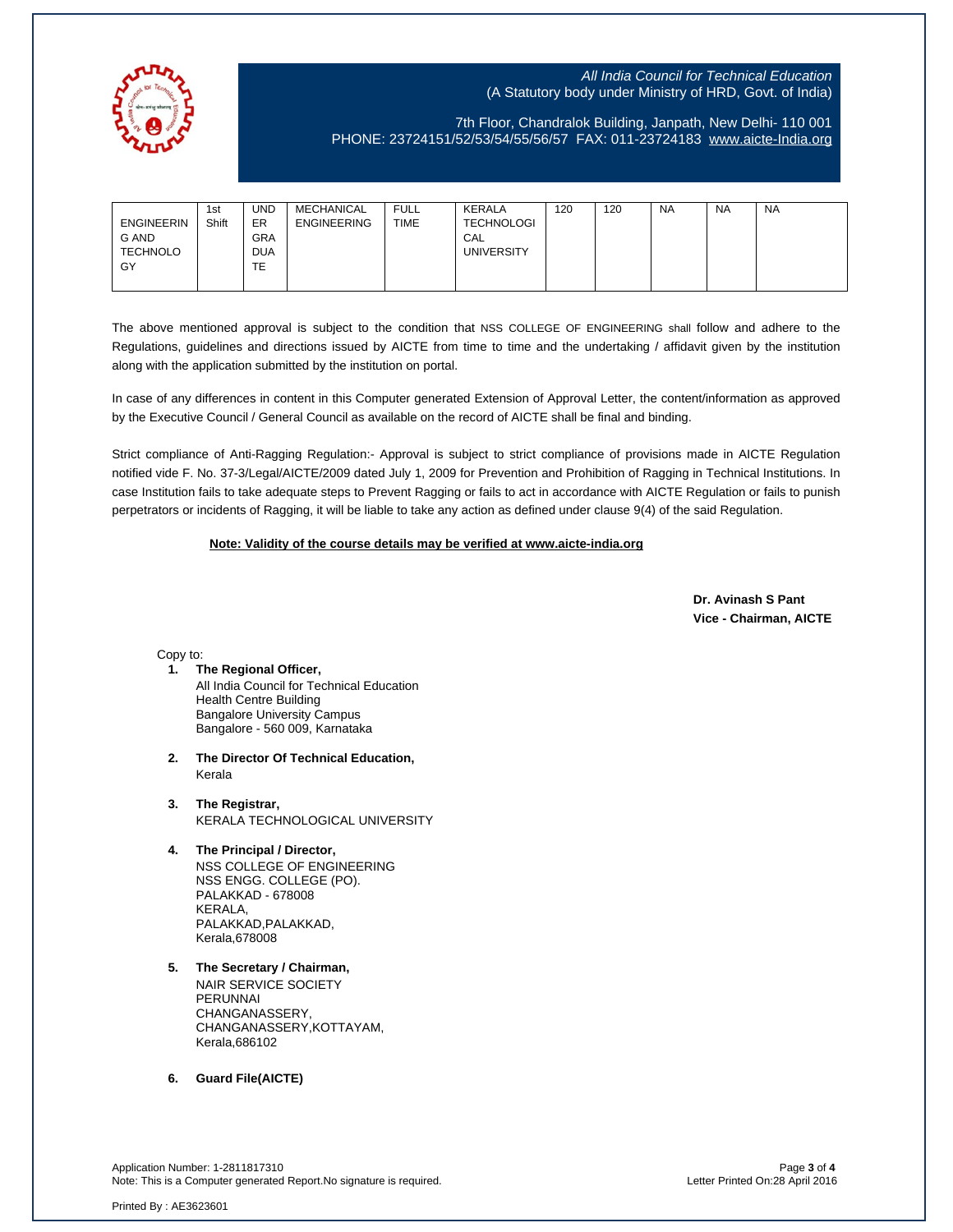All India Council for Technical Education
(A Statutory body under Ministry of HRD, Govt. of India)

7th Floor, Chandralok Building, Janpath, New Delhi- 110 001
PHONE: 23724151/52/53/54/55/56/57 FAX: 011-23724183 www.aicte-India.org

| | | | | | | | | | | |
|---|---|---|---|---|---|---|---|---|---|---|
| ENGINEERING AND TECHNOLOGY | 1st Shift | UNDER GRADUATE | MECHANICAL ENGINEERING | FULL TIME | KERALA TECHNOLOGICAL UNIVERSITY | 120 | 120 | NA | NA | NA |

The above mentioned approval is subject to the condition that NSS COLLEGE OF ENGINEERING shall follow and adhere to the Regulations, guidelines and directions issued by AICTE from time to time and the undertaking / affidavit given by the institution along with the application submitted by the institution on portal.

In case of any differences in content in this Computer generated Extension of Approval Letter, the content/information as approved by the Executive Council / General Council as available on the record of AICTE shall be final and binding.

Strict compliance of Anti-Ragging Regulation:- Approval is subject to strict compliance of provisions made in AICTE Regulation notified vide F. No. 37-3/Legal/AICTE/2009 dated July 1, 2009 for Prevention and Prohibition of Ragging in Technical Institutions. In case Institution fails to take adequate steps to Prevent Ragging or fails to act in accordance with AICTE Regulation or fails to punish perpetrators or incidents of Ragging, it will be liable to take any action as defined under clause 9(4) of the said Regulation.

**Note: Validity of the course details may be verified at www.aicte-india.org**

**Dr. Avinash S Pant**
**Vice - Chairman, AICTE**

Copy to:

1. **The Regional Officer,**
   All India Council for Technical Education
   Health Centre Building
   Bangalore University Campus
   Bangalore - 560 009, Karnataka

2. **The Director Of Technical Education,**
   Kerala

3. **The Registrar,**
   KERALA TECHNOLOGICAL UNIVERSITY

4. **The Principal / Director,**
   NSS COLLEGE OF ENGINEERING
   NSS ENGG. COLLEGE (PO).
   PALAKKAD - 678008
   KERALA,
   PALAKKAD,PALAKKAD,
   Kerala,678008

5. **The Secretary / Chairman,**
   NAIR SERVICE SOCIETY
   PERUNNAI
   CHANGANASSERY,
   CHANGANASSERY,KOTTAYAM,
   Kerala,686102

6. **Guard File(AICTE)**

Application Number: 1-2811817310
Note: This is a Computer generated Report.No signature is required.
Letter Printed On:28 April 2016

Printed By : AE3623601